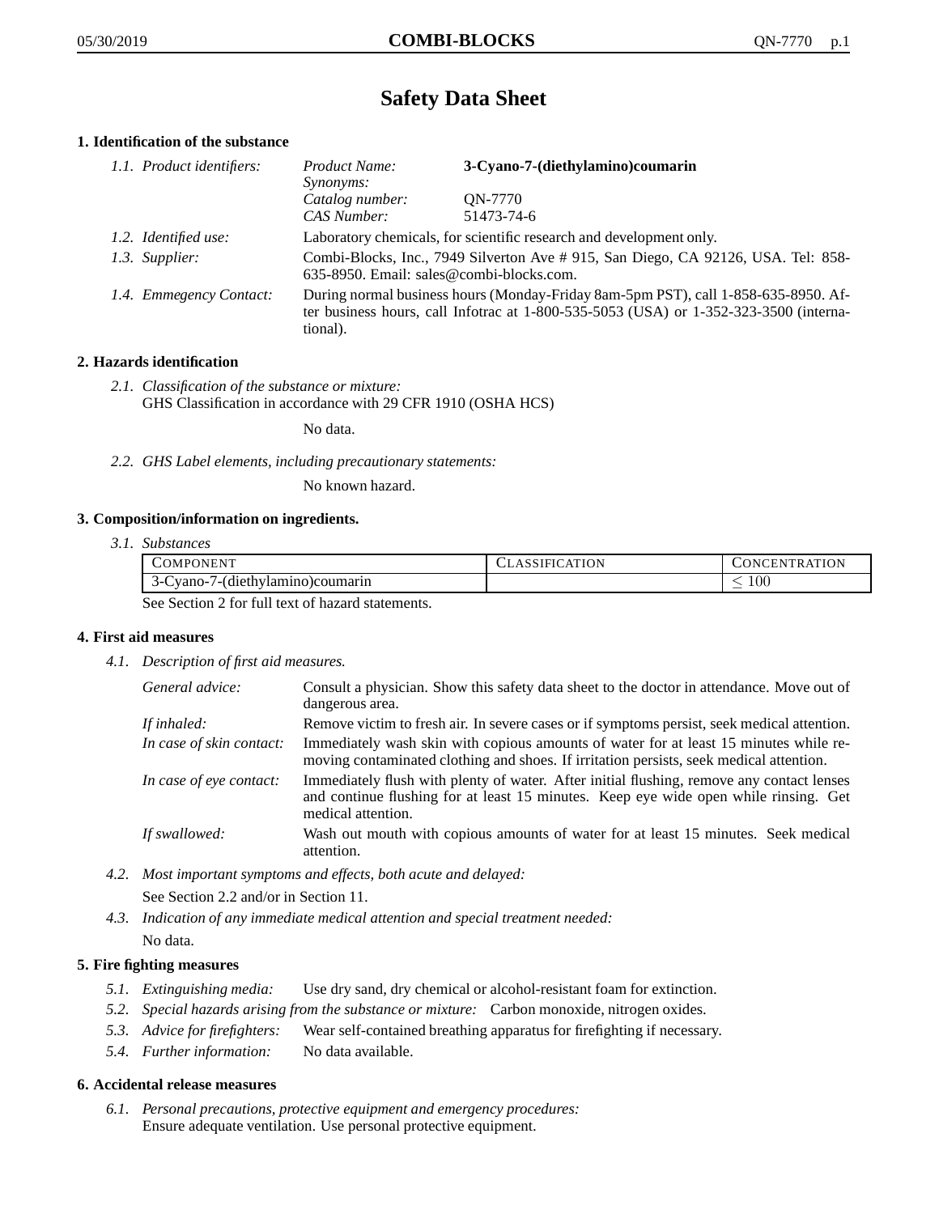# Safety Data Sheet

## 1. Identification of the substance

*1.1. Product identifiers:*

| | |
|---|---|
| *Product Name:* | **3-Cyano-7-(diethylamino)coumarin** |
| *Synonyms:* | |
| *Catalog number:* | QN-7770 |
| *CAS Number:* | 51473-74-6 |

*1.2. Identified use:* Laboratory chemicals, for scientific research and development only.

*1.3. Supplier:* Combi-Blocks, Inc., 7949 Silverton Ave # 915, San Diego, CA 92126, USA. Tel: 858-635-8950. Email: sales@combi-blocks.com.

*1.4. Emmegency Contact:* During normal business hours (Monday-Friday 8am-5pm PST), call 1-858-635-8950. After business hours, call Infotrac at 1-800-535-5053 (USA) or 1-352-323-3500 (international).

## 2. Hazards identification

*2.1. Classification of the substance or mixture:*
GHS Classification in accordance with 29 CFR 1910 (OSHA HCS)

No data.

*2.2. GHS Label elements, including precautionary statements:*

No known hazard.

## 3. Composition/information on ingredients.

*3.1. Substances*

| COMPONENT | CLASSIFICATION | CONCENTRATION |
|---|---|---|
| 3-Cyano-7-(diethylamino)coumarin | | $\leq 100$ |

See Section 2 for full text of hazard statements.

## 4. First aid measures

*4.1. Description of first aid measures.*

*General advice:* Consult a physician. Show this safety data sheet to the doctor in attendance. Move out of dangerous area.

*If inhaled:* Remove victim to fresh air. In severe cases or if symptoms persist, seek medical attention.

*In case of skin contact:* Immediately wash skin with copious amounts of water for at least 15 minutes while removing contaminated clothing and shoes. If irritation persists, seek medical attention.

*In case of eye contact:* Immediately flush with plenty of water. After initial flushing, remove any contact lenses and continue flushing for at least 15 minutes. Keep eye wide open while rinsing. Get medical attention.

*If swallowed:* Wash out mouth with copious amounts of water for at least 15 minutes. Seek medical attention.

*4.2. Most important symptoms and effects, both acute and delayed:*

See Section 2.2 and/or in Section 11.

*4.3. Indication of any immediate medical attention and special treatment needed:*

No data.

## 5. Fire fighting measures

*5.1. Extinguishing media:* Use dry sand, dry chemical or alcohol-resistant foam for extinction.

*5.2. Special hazards arising from the substance or mixture:* Carbon monoxide, nitrogen oxides.

*5.3. Advice for firefighters:* Wear self-contained breathing apparatus for firefighting if necessary.

*5.4. Further information:* No data available.

## 6. Accidental release measures

*6.1. Personal precautions, protective equipment and emergency procedures:*
Ensure adequate ventilation. Use personal protective equipment.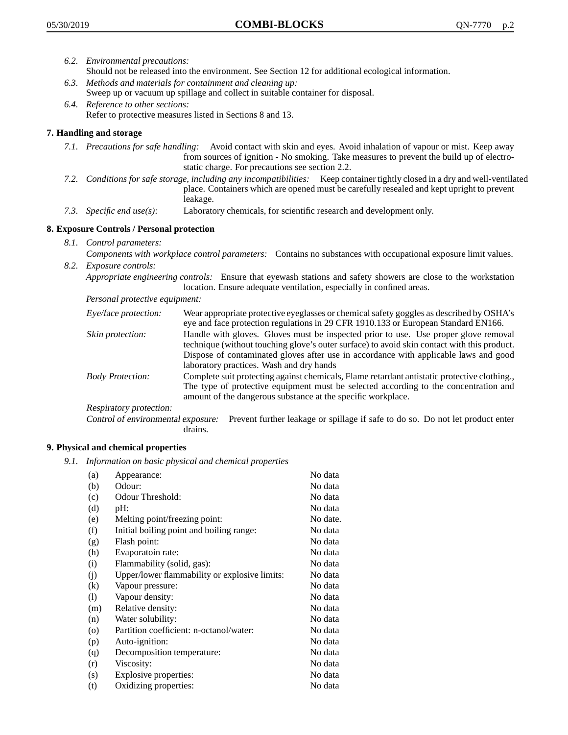*6.2. Environmental precautions:*
Should not be released into the environment. See Section 12 for additional ecological information.

*6.3. Methods and materials for containment and cleaning up:*
Sweep up or vacuum up spillage and collect in suitable container for disposal.

*6.4. Reference to other sections:*
Refer to protective measures listed in Sections 8 and 13.

## 7. Handling and storage

*7.1. Precautions for safe handling:* Avoid contact with skin and eyes. Avoid inhalation of vapour or mist. Keep away from sources of ignition - No smoking. Take measures to prevent the build up of electrostatic charge. For precautions see section 2.2.

*7.2. Conditions for safe storage, including any incompatibilities:* Keep container tightly closed in a dry and well-ventilated place. Containers which are opened must be carefully resealed and kept upright to prevent leakage.

*7.3. Specific end use(s):* Laboratory chemicals, for scientific research and development only.

## 8. Exposure Controls / Personal protection

*8.1. Control parameters:*
*Components with workplace control parameters:* Contains no substances with occupational exposure limit values.

*8.2. Exposure controls:*
*Appropriate engineering controls:* Ensure that eyewash stations and safety showers are close to the workstation location. Ensure adequate ventilation, especially in confined areas.

*Personal protective equipment:*

*Eye/face protection:* Wear appropriate protective eyeglasses or chemical safety goggles as described by OSHA's eye and face protection regulations in 29 CFR 1910.133 or European Standard EN166.

*Skin protection:* Handle with gloves. Gloves must be inspected prior to use. Use proper glove removal technique (without touching glove's outer surface) to avoid skin contact with this product. Dispose of contaminated gloves after use in accordance with applicable laws and good laboratory practices. Wash and dry hands

*Body Protection:* Complete suit protecting against chemicals, Flame retardant antistatic protective clothing., The type of protective equipment must be selected according to the concentration and amount of the dangerous substance at the specific workplace.

*Respiratory protection:*

*Control of environmental exposure:* Prevent further leakage or spillage if safe to do so. Do not let product enter drains.

## 9. Physical and chemical properties

*9.1. Information on basic physical and chemical properties*

| | | |
|---|---|---|
| (a) | Appearance: | No data |
| (b) | Odour: | No data |
| (c) | Odour Threshold: | No data |
| (d) | pH: | No data |
| (e) | Melting point/freezing point: | No date. |
| (f) | Initial boiling point and boiling range: | No data |
| (g) | Flash point: | No data |
| (h) | Evaporatoin rate: | No data |
| (i) | Flammability (solid, gas): | No data |
| (j) | Upper/lower flammability or explosive limits: | No data |
| (k) | Vapour pressure: | No data |
| (l) | Vapour density: | No data |
| (m) | Relative density: | No data |
| (n) | Water solubility: | No data |
| (o) | Partition coefficient: n-octanol/water: | No data |
| (p) | Auto-ignition: | No data |
| (q) | Decomposition temperature: | No data |
| (r) | Viscosity: | No data |
| (s) | Explosive properties: | No data |
| (t) | Oxidizing properties: | No data |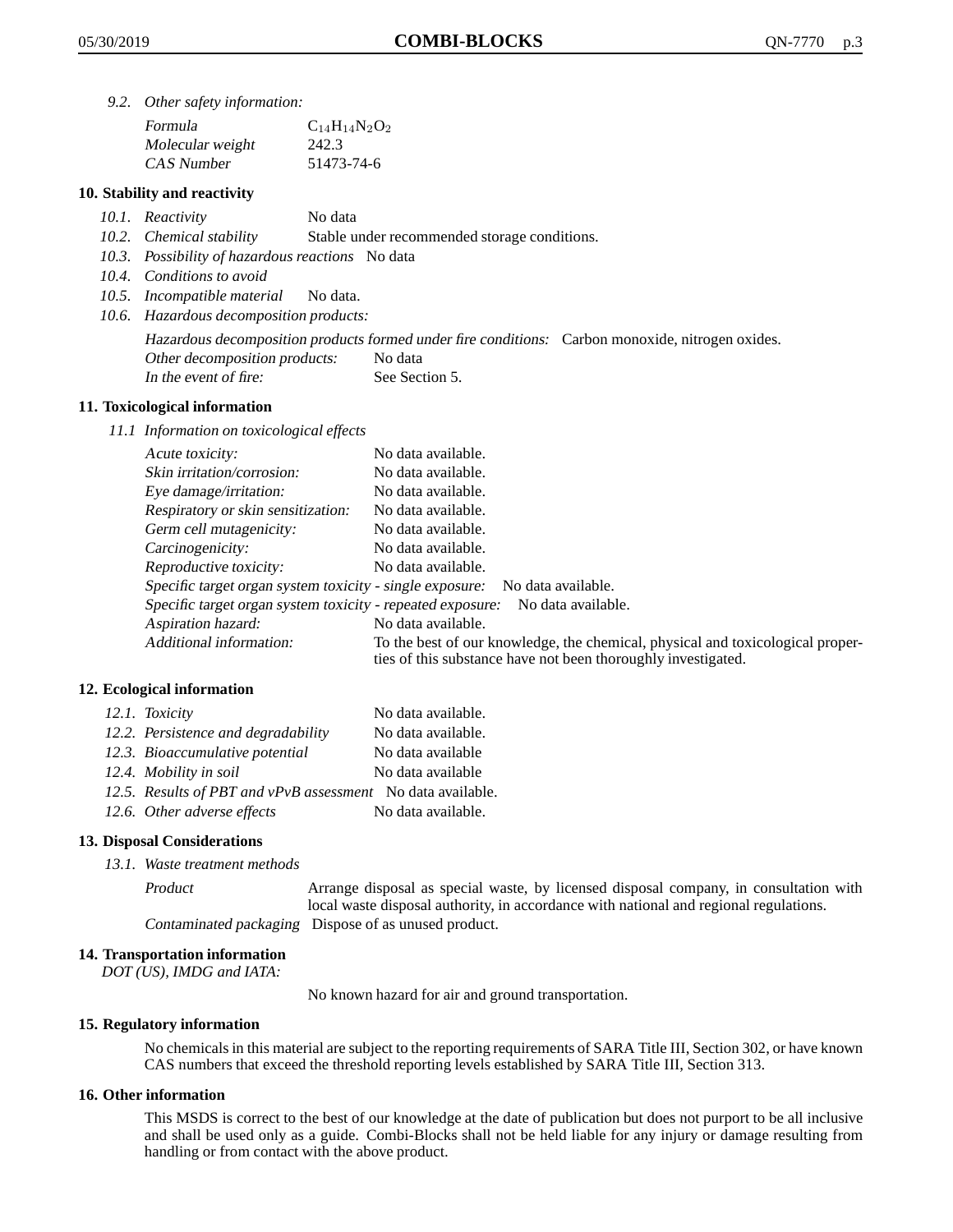*9.2. Other safety information:*

| | |
|---|---|
| *Formula* | $C_{14}H_{14}N_2O_2$ |
| *Molecular weight* | 242.3 |
| *CAS Number* | 51473-74-6 |

## 10. Stability and reactivity

*10.1. Reactivity* No data

*10.2. Chemical stability* Stable under recommended storage conditions.

*10.3. Possibility of hazardous reactions* No data

*10.4. Conditions to avoid*

*10.5. Incompatible material* No data.

*10.6. Hazardous decomposition products:*

*Hazardous decomposition products formed under fire conditions:* Carbon monoxide, nitrogen oxides.

*Other decomposition products:* No data

*In the event of fire:* See Section 5.

## 11. Toxicological information

*11.1 Information on toxicological effects*

| | |
|---|---|
| *Acute toxicity:* | No data available. |
| *Skin irritation/corrosion:* | No data available. |
| *Eye damage/irritation:* | No data available. |
| *Respiratory or skin sensitization:* | No data available. |
| *Germ cell mutagenicity:* | No data available. |
| *Carcinogenicity:* | No data available. |
| *Reproductive toxicity:* | No data available. |
| *Specific target organ system toxicity - single exposure:* | No data available. |
| *Specific target organ system toxicity - repeated exposure:* | No data available. |
| *Aspiration hazard:* | No data available. |
| *Additional information:* | To the best of our knowledge, the chemical, physical and toxicological properties of this substance have not been thoroughly investigated. |

## 12. Ecological information

| | |
|---|---|
| *12.1. Toxicity* | No data available. |
| *12.2. Persistence and degradability* | No data available. |
| *12.3. Bioaccumulative potential* | No data available |
| *12.4. Mobility in soil* | No data available |
| *12.5. Results of PBT and vPvB assessment* | No data available. |
| *12.6. Other adverse effects* | No data available. |

## 13. Disposal Considerations

*13.1. Waste treatment methods*

*Product* Arrange disposal as special waste, by licensed disposal company, in consultation with local waste disposal authority, in accordance with national and regional regulations.

*Contaminated packaging* Dispose of as unused product.

## 14. Transportation information

*DOT (US), IMDG and IATA:*

No known hazard for air and ground transportation.

## 15. Regulatory information

No chemicals in this material are subject to the reporting requirements of SARA Title III, Section 302, or have known CAS numbers that exceed the threshold reporting levels established by SARA Title III, Section 313.

## 16. Other information

This MSDS is correct to the best of our knowledge at the date of publication but does not purport to be all inclusive and shall be used only as a guide. Combi-Blocks shall not be held liable for any injury or damage resulting from handling or from contact with the above product.